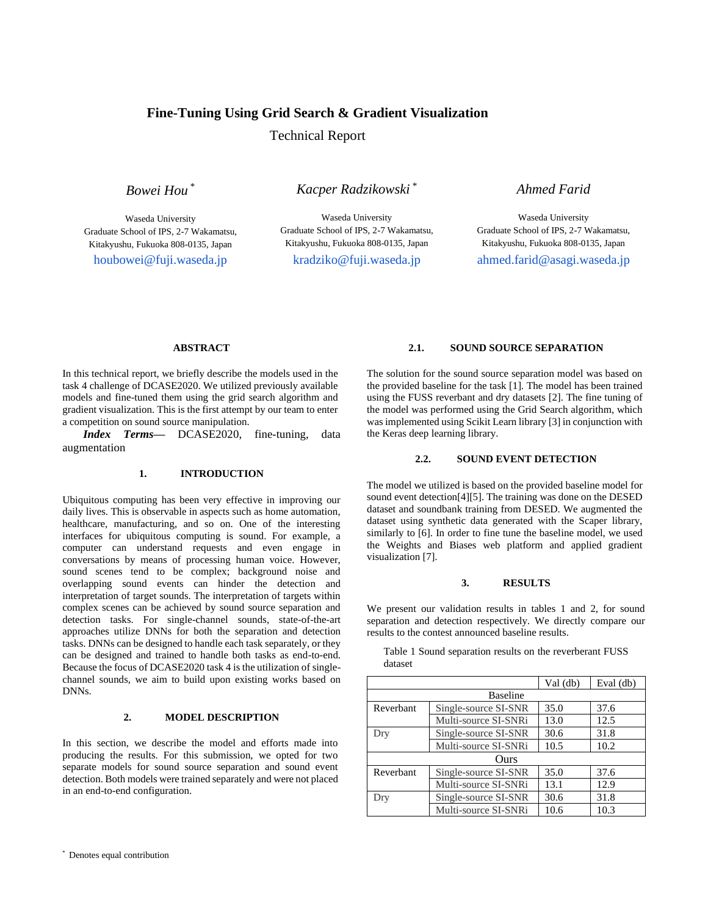# Fine-Tuning Using Grid Search & Gradient Visualization

Technical Report

*Bowei Hou* [*]

Waseda University
Graduate School of IPS, 2-7 Wakamatsu,
Kitakyushu, Fukuoka 808-0135, Japan
houbowei@fuji.waseda.jp

*Kacper Radzikowski* [*]

Waseda University
Graduate School of IPS, 2-7 Wakamatsu,
Kitakyushu, Fukuoka 808-0135, Japan
kradziko@fuji.waseda.jp

*Ahmed Farid*

Waseda University
Graduate School of IPS, 2-7 Wakamatsu,
Kitakyushu, Fukuoka 808-0135, Japan
ahmed.farid@asagi.waseda.jp

## ABSTRACT

In this technical report, we briefly describe the models used in the task 4 challenge of DCASE2020. We utilized previously available models and fine-tuned them using the grid search algorithm and gradient visualization. This is the first attempt by our team to enter a competition on sound source manipulation.

***Index Terms***— DCASE2020, fine-tuning, data augmentation

## 1. INTRODUCTION

Ubiquitous computing has been very effective in improving our daily lives. This is observable in aspects such as home automation, healthcare, manufacturing, and so on. One of the interesting interfaces for ubiquitous computing is sound. For example, a computer can understand requests and even engage in conversations by means of processing human voice. However, sound scenes tend to be complex; background noise and overlapping sound events can hinder the detection and interpretation of target sounds. The interpretation of targets within complex scenes can be achieved by sound source separation and detection tasks. For single-channel sounds, state-of-the-art approaches utilize DNNs for both the separation and detection tasks. DNNs can be designed to handle each task separately, or they can be designed and trained to handle both tasks as end-to-end. Because the focus of DCASE2020 task 4 is the utilization of single-channel sounds, we aim to build upon existing works based on DNNs.

## 2. MODEL DESCRIPTION

In this section, we describe the model and efforts made into producing the results. For this submission, we opted for two separate models for sound source separation and sound event detection. Both models were trained separately and were not placed in an end-to-end configuration.

### 2.1. SOUND SOURCE SEPARATION

The solution for the sound source separation model was based on the provided baseline for the task [1]. The model has been trained using the FUSS reverbant and dry datasets [2]. The fine tuning of the model was performed using the Grid Search algorithm, which was implemented using Scikit Learn library [3] in conjunction with the Keras deep learning library.

### 2.2. SOUND EVENT DETECTION

The model we utilized is based on the provided baseline model for sound event detection[4][5]. The training was done on the DESED dataset and soundbank training from DESED. We augmented the dataset using synthetic data generated with the Scaper library, similarly to [6]. In order to fine tune the baseline model, we used the Weights and Biases web platform and applied gradient visualization [7].

## 3. RESULTS

We present our validation results in tables 1 and 2, for sound separation and detection respectively. We directly compare our results to the contest announced baseline results.

Table 1 Sound separation results on the reverberant FUSS dataset

| | | Val (db) | Eval (db) |
|---|---|---|---|
| Baseline | | | |
| Reverbant | Single-source SI-SNR | 35.0 | 37.6 |
| | Multi-source SI-SNRi | 13.0 | 12.5 |
| Dry | Single-source SI-SNR | 30.6 | 31.8 |
| | Multi-source SI-SNRi | 10.5 | 10.2 |
| Ours | | | |
| Reverbant | Single-source SI-SNR | 35.0 | 37.6 |
| | Multi-source SI-SNRi | 13.1 | 12.9 |
| Dry | Single-source SI-SNR | 30.6 | 31.8 |
| | Multi-source SI-SNRi | 10.6 | 10.3 |

[*] Denotes equal contribution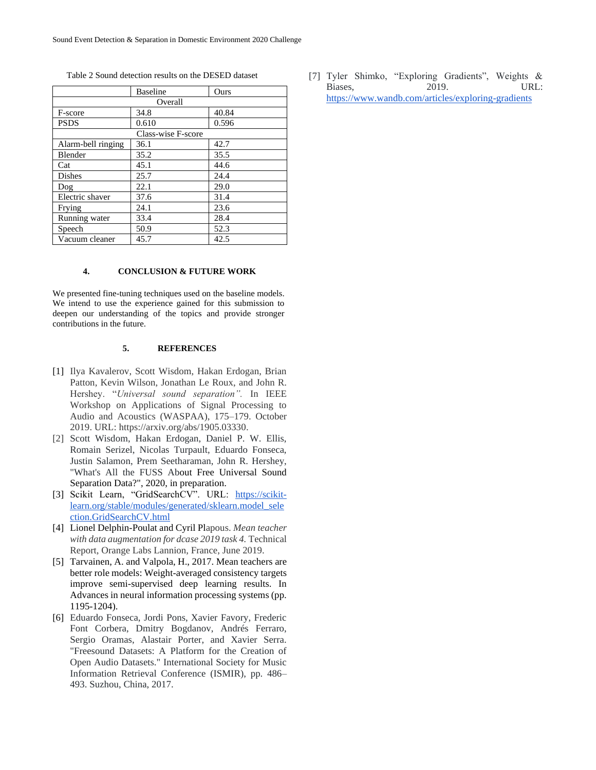Table 2 Sound detection results on the DESED dataset

| | Baseline | Ours |
|---|---|---|
| Overall | | |
| F-score | 34.8 | 40.84 |
| PSDS | 0.610 | 0.596 |
| Class-wise F-score | | |
| Alarm-bell ringing | 36.1 | 42.7 |
| Blender | 35.2 | 35.5 |
| Cat | 45.1 | 44.6 |
| Dishes | 25.7 | 24.4 |
| Dog | 22.1 | 29.0 |
| Electric shaver | 37.6 | 31.4 |
| Frying | 24.1 | 23.6 |
| Running water | 33.4 | 28.4 |
| Speech | 50.9 | 52.3 |
| Vacuum cleaner | 45.7 | 42.5 |

## 4. CONCLUSION & FUTURE WORK

We presented fine-tuning techniques used on the baseline models. We intend to use the experience gained for this submission to deepen our understanding of the topics and provide stronger contributions in the future.

## 5. REFERENCES

[1] Ilya Kavalerov, Scott Wisdom, Hakan Erdogan, Brian Patton, Kevin Wilson, Jonathan Le Roux, and John R. Hershey. "*Universal sound separation".* In IEEE Workshop on Applications of Signal Processing to Audio and Acoustics (WASPAA), 175–179. October 2019. URL: https://arxiv.org/abs/1905.03330.

[2] Scott Wisdom, Hakan Erdogan, Daniel P. W. Ellis, Romain Serizel, Nicolas Turpault, Eduardo Fonseca, Justin Salamon, Prem Seetharaman, John R. Hershey, "What's All the FUSS About Free Universal Sound Separation Data?", 2020, in preparation.

[3] Scikit Learn, "GridSearchCV". URL: https://scikit-learn.org/stable/modules/generated/sklearn.model_selection.GridSearchCV.html

[4] Lionel Delphin-Poulat and Cyril Plapous. *Mean teacher with data augmentation for dcase 2019 task 4.* Technical Report, Orange Labs Lannion, France, June 2019.

[5] Tarvainen, A. and Valpola, H., 2017. Mean teachers are better role models: Weight-averaged consistency targets improve semi-supervised deep learning results. In Advances in neural information processing systems (pp. 1195-1204).

[6] Eduardo Fonseca, Jordi Pons, Xavier Favory, Frederic Font Corbera, Dmitry Bogdanov, Andrés Ferraro, Sergio Oramas, Alastair Porter, and Xavier Serra. "Freesound Datasets: A Platform for the Creation of Open Audio Datasets." International Society for Music Information Retrieval Conference (ISMIR), pp. 486–493. Suzhou, China, 2017.

[7] Tyler Shimko, "Exploring Gradients", Weights & Biases, 2019. URL: https://www.wandb.com/articles/exploring-gradients